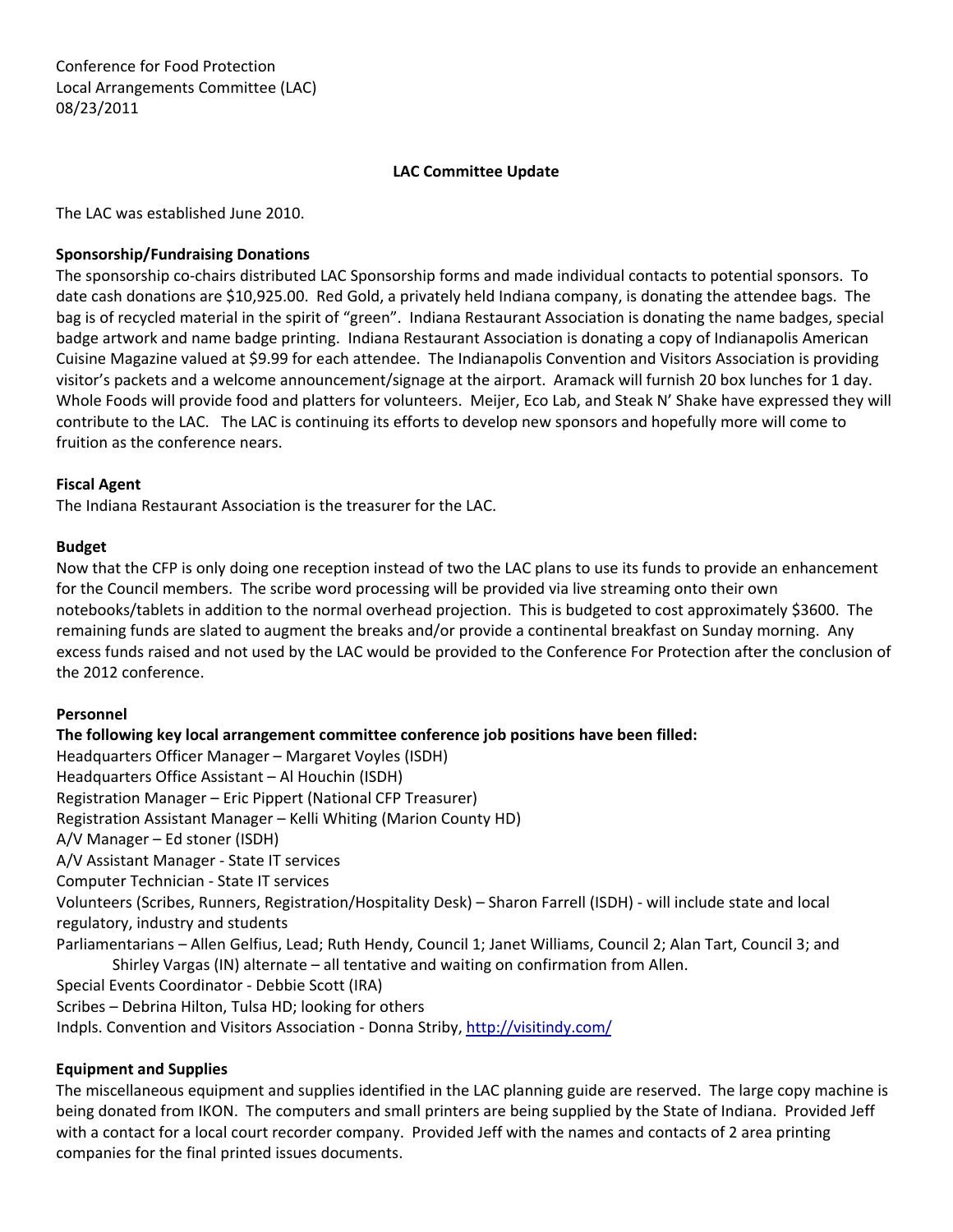Conference for Food Protection
Local Arrangements Committee (LAC)
08/23/2011

**LAC Committee Update**

The LAC was established June 2010.

**Sponsorship/Fundraising Donations**

The sponsorship co-chairs distributed LAC Sponsorship forms and made individual contacts to potential sponsors. To date cash donations are $10,925.00. Red Gold, a privately held Indiana company, is donating the attendee bags. The bag is of recycled material in the spirit of "green". Indiana Restaurant Association is donating the name badges, special badge artwork and name badge printing. Indiana Restaurant Association is donating a copy of Indianapolis American Cuisine Magazine valued at $9.99 for each attendee. The Indianapolis Convention and Visitors Association is providing visitor's packets and a welcome announcement/signage at the airport. Aramack will furnish 20 box lunches for 1 day. Whole Foods will provide food and platters for volunteers. Meijer, Eco Lab, and Steak N' Shake have expressed they will contribute to the LAC. The LAC is continuing its efforts to develop new sponsors and hopefully more will come to fruition as the conference nears.

**Fiscal Agent**

The Indiana Restaurant Association is the treasurer for the LAC.

**Budget**

Now that the CFP is only doing one reception instead of two the LAC plans to use its funds to provide an enhancement for the Council members. The scribe word processing will be provided via live streaming onto their own notebooks/tablets in addition to the normal overhead projection. This is budgeted to cost approximately $3600. The remaining funds are slated to augment the breaks and/or provide a continental breakfast on Sunday morning. Any excess funds raised and not used by the LAC would be provided to the Conference For Protection after the conclusion of the 2012 conference.

**Personnel**

**The following key local arrangement committee conference job positions have been filled:**

Headquarters Officer Manager – Margaret Voyles (ISDH)
Headquarters Office Assistant – Al Houchin (ISDH)
Registration Manager – Eric Pippert (National CFP Treasurer)
Registration Assistant Manager – Kelli Whiting (Marion County HD)
A/V Manager – Ed stoner (ISDH)
A/V Assistant Manager - State IT services
Computer Technician - State IT services
Volunteers (Scribes, Runners, Registration/Hospitality Desk) – Sharon Farrell (ISDH) - will include state and local regulatory, industry and students
Parliamentarians – Allen Gelfius, Lead; Ruth Hendy, Council 1; Janet Williams, Council 2; Alan Tart, Council 3; and Shirley Vargas (IN) alternate – all tentative and waiting on confirmation from Allen.
Special Events Coordinator - Debbie Scott (IRA)
Scribes – Debrina Hilton, Tulsa HD; looking for others
Indpls. Convention and Visitors Association - Donna Striby, http://visitindy.com/

**Equipment and Supplies**

The miscellaneous equipment and supplies identified in the LAC planning guide are reserved. The large copy machine is being donated from IKON. The computers and small printers are being supplied by the State of Indiana. Provided Jeff with a contact for a local court recorder company. Provided Jeff with the names and contacts of 2 area printing companies for the final printed issues documents.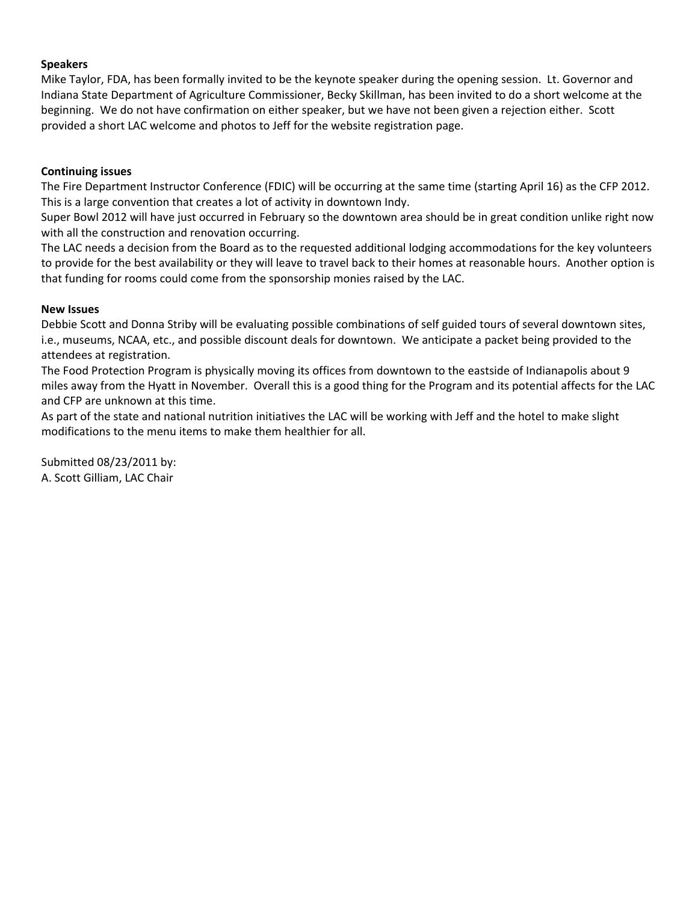**Speakers**

Mike Taylor, FDA, has been formally invited to be the keynote speaker during the opening session. Lt. Governor and Indiana State Department of Agriculture Commissioner, Becky Skillman, has been invited to do a short welcome at the beginning. We do not have confirmation on either speaker, but we have not been given a rejection either. Scott provided a short LAC welcome and photos to Jeff for the website registration page.

**Continuing issues**

The Fire Department Instructor Conference (FDIC) will be occurring at the same time (starting April 16) as the CFP 2012. This is a large convention that creates a lot of activity in downtown Indy.

Super Bowl 2012 will have just occurred in February so the downtown area should be in great condition unlike right now with all the construction and renovation occurring.

The LAC needs a decision from the Board as to the requested additional lodging accommodations for the key volunteers to provide for the best availability or they will leave to travel back to their homes at reasonable hours. Another option is that funding for rooms could come from the sponsorship monies raised by the LAC.

**New Issues**

Debbie Scott and Donna Striby will be evaluating possible combinations of self guided tours of several downtown sites, i.e., museums, NCAA, etc., and possible discount deals for downtown. We anticipate a packet being provided to the attendees at registration.

The Food Protection Program is physically moving its offices from downtown to the eastside of Indianapolis about 9 miles away from the Hyatt in November. Overall this is a good thing for the Program and its potential affects for the LAC and CFP are unknown at this time.

As part of the state and national nutrition initiatives the LAC will be working with Jeff and the hotel to make slight modifications to the menu items to make them healthier for all.

Submitted 08/23/2011 by:
A. Scott Gilliam, LAC Chair